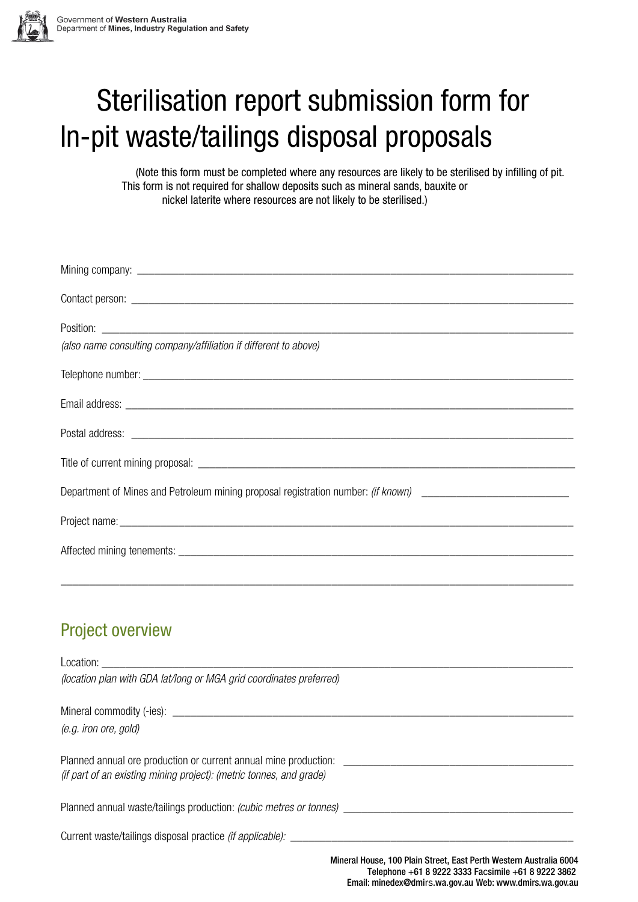Government of **Western Australia**
Department of **Mines, Industry Regulation and Safety**

# Sterilisation report submission form for In-pit waste/tailings disposal proposals

(Note this form must be completed where any resources are likely to be sterilised by infilling of pit. This form is not required for shallow deposits such as mineral sands, bauxite or nickel laterite where resources are not likely to be sterilised.)

Mining company: ______________________________________________

Contact person: ______________________________________________

Position: ______________________________________________
*(also name consulting company/affiliation if different to above)*

Telephone number: ______________________________________________

Email address: ______________________________________________

Postal address: ______________________________________________

Title of current mining proposal: ______________________________________________

Department of Mines and Petroleum mining proposal registration number: *(if known)* ______________________

Project name: ______________________________________________

Affected mining tenements: ______________________________________________

______________________________________________

## Project overview

Location: ______________________________________________
*(location plan with GDA lat/long or MGA grid coordinates preferred)*

Mineral commodity (-ies): ______________________________________________
*(e.g. iron ore, gold)*

Planned annual ore production or current annual mine production: ______________________
*(if part of an existing mining project): (metric tonnes, and grade)*

Planned annual waste/tailings production: *(cubic metres or tonnes)* ______________________

Current waste/tailings disposal practice *(if applicable):* ______________________

**Mineral House, 100 Plain Street, East Perth Western Australia 6004**
**Telephone +61 8 9222 3333 Facsimile +61 8 9222 3862**
**Email: minedex@dmirs.wa.gov.au Web: www.dmirs.wa.gov.au**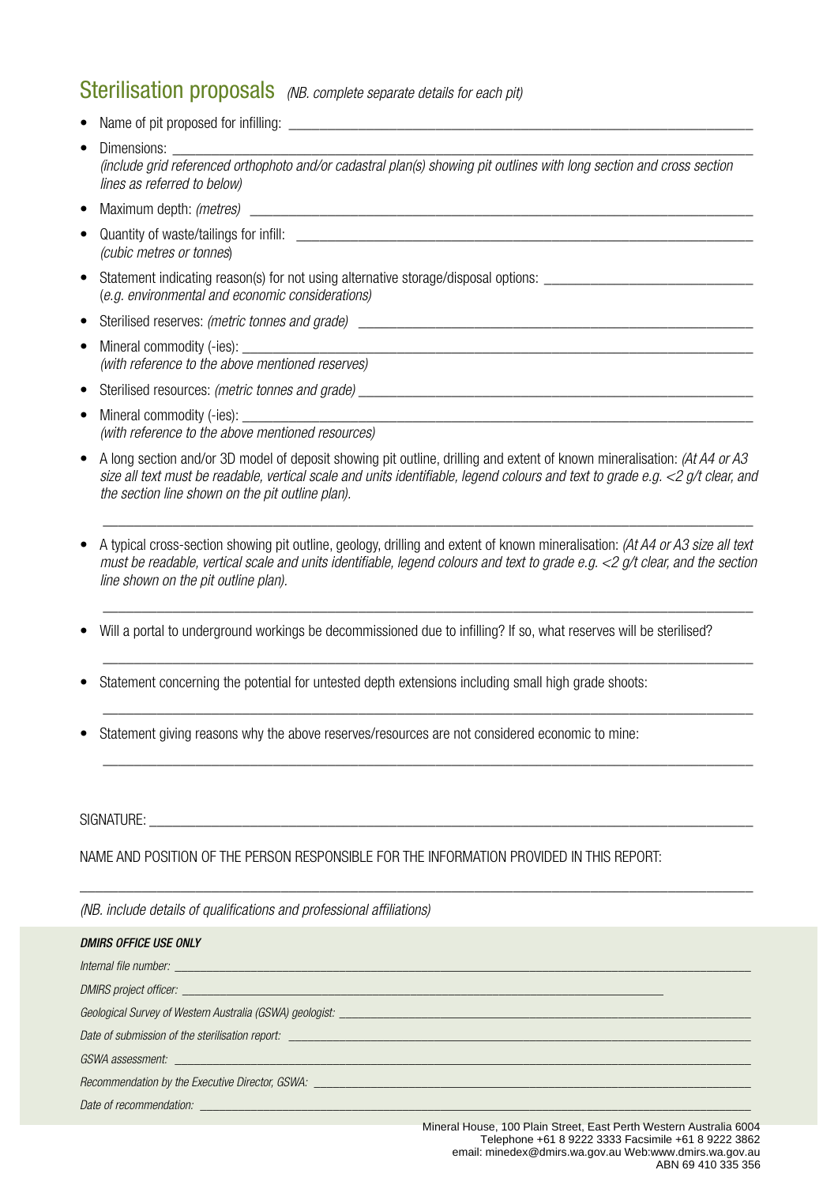## Sterilisation proposals *(NB. complete separate details for each pit)*

- Name of pit proposed for infilling: ______________________________
- Dimensions: ______________________________
  *(include grid referenced orthophoto and/or cadastral plan(s) showing pit outlines with long section and cross section lines as referred to below)*
- Maximum depth: *(metres)* ______________________________
- Quantity of waste/tailings for infill: ______________________________
  *(cubic metres or tonnes)*
- Statement indicating reason(s) for not using alternative storage/disposal options: ______________________________
  (*e.g. environmental and economic considerations)*
- Sterilised reserves: *(metric tonnes and grade)* ______________________________
- Mineral commodity (-ies): ______________________________
  *(with reference to the above mentioned reserves)*
- Sterilised resources: *(metric tonnes and grade)* ______________________________
- Mineral commodity (-ies): ______________________________
  *(with reference to the above mentioned resources)*
- A long section and/or 3D model of deposit showing pit outline, drilling and extent of known mineralisation: *(At A4 or A3 size all text must be readable, vertical scale and units identifiable, legend colours and text to grade e.g. <2 g/t clear, and the section line shown on the pit outline plan).*

  ______________________________
- A typical cross-section showing pit outline, geology, drilling and extent of known mineralisation: *(At A4 or A3 size all text must be readable, vertical scale and units identifiable, legend colours and text to grade e.g. <2 g/t clear, and the section line shown on the pit outline plan).*

  ______________________________
- Will a portal to underground workings be decommissioned due to infilling? If so, what reserves will be sterilised?

  ______________________________
- Statement concerning the potential for untested depth extensions including small high grade shoots:

  ______________________________
- Statement giving reasons why the above reserves/resources are not considered economic to mine:

  ______________________________

SIGNATURE: ______________________________

NAME AND POSITION OF THE PERSON RESPONSIBLE FOR THE INFORMATION PROVIDED IN THIS REPORT:

______________________________

*(NB. include details of qualifications and professional affiliations)*

***DMIRS OFFICE USE ONLY***

*Internal file number:* ______________________________

*DMIRS project officer:* ______________________________

*Geological Survey of Western Australia (GSWA) geologist:* ______________________________

*Date of submission of the sterilisation report:* ______________________________

*GSWA assessment:* ______________________________

*Recommendation by the Executive Director, GSWA:* ______________________________

*Date of recommendation:* ______________________________

Mineral House, 100 Plain Street, East Perth Western Australia 6004
Telephone +61 8 9222 3333 Facsimile +61 8 9222 3862
email: minedex@dmirs.wa.gov.au Web:www.dmirs.wa.gov.au
ABN 69 410 335 356